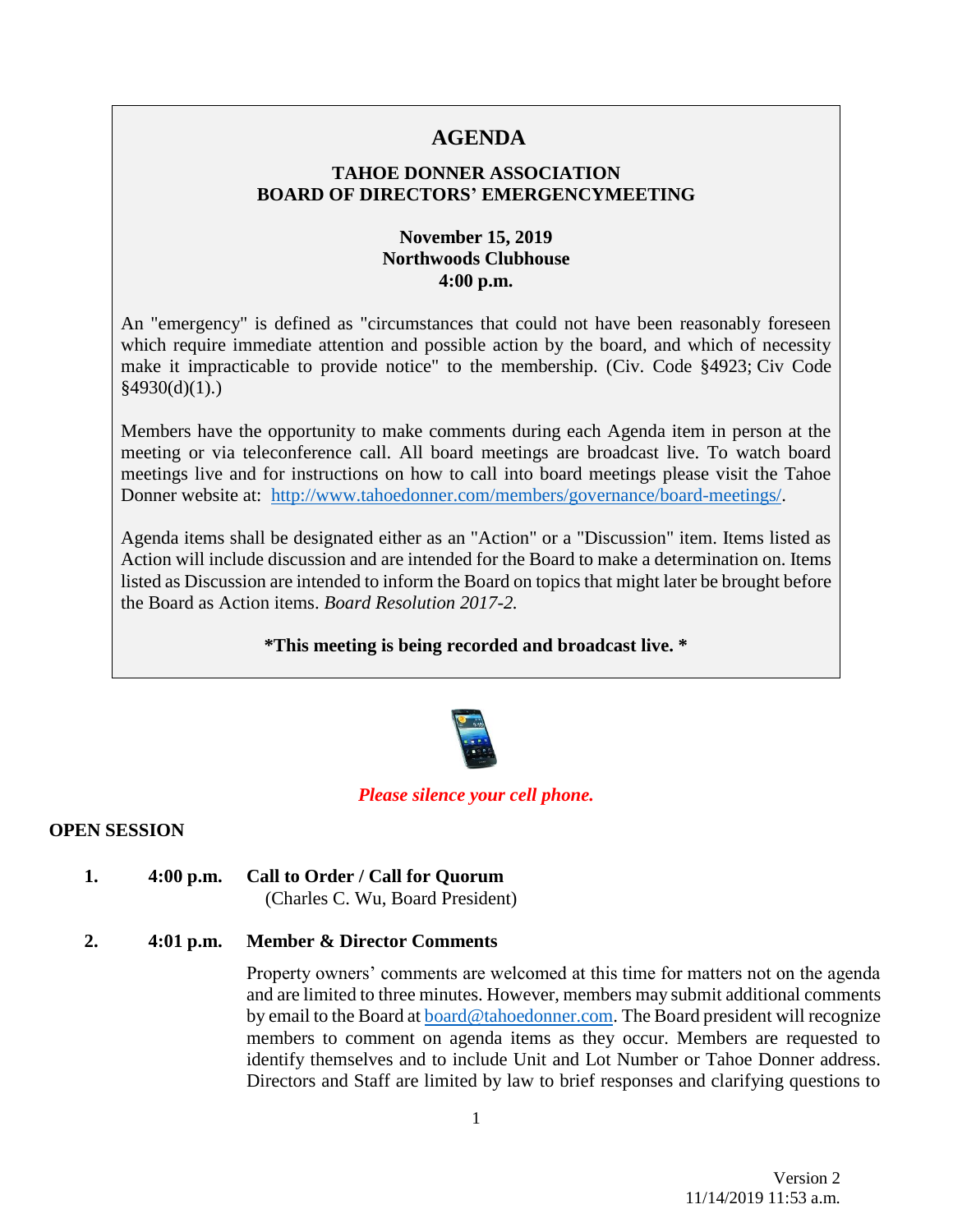# AGENDA

## TAHOE DONNER ASSOCIATION
## BOARD OF DIRECTORS' EMERGENCYMEETING

**November 15, 2019**
**Northwoods Clubhouse**
**4:00 p.m.**

An "emergency" is defined as "circumstances that could not have been reasonably foreseen which require immediate attention and possible action by the board, and which of necessity make it impracticable to provide notice" to the membership. (Civ. Code §4923; Civ Code §4930(d)(1).)

Members have the opportunity to make comments during each Agenda item in person at the meeting or via teleconference call. All board meetings are broadcast live. To watch board meetings live and for instructions on how to call into board meetings please visit the Tahoe Donner website at: http://www.tahoedonner.com/members/governance/board-meetings/.

Agenda items shall be designated either as an "Action" or a "Discussion" item. Items listed as Action will include discussion and are intended for the Board to make a determination on. Items listed as Discussion are intended to inform the Board on topics that might later be brought before the Board as Action items. *Board Resolution 2017-2.*

**\*This meeting is being recorded and broadcast live. \***

*Please silence your cell phone.*

**OPEN SESSION**

1. **4:00 p.m. Call to Order / Call for Quorum**
   (Charles C. Wu, Board President)

2. **4:01 p.m. Member & Director Comments**

   Property owners' comments are welcomed at this time for matters not on the agenda and are limited to three minutes. However, members may submit additional comments by email to the Board at board@tahoedonner.com. The Board president will recognize members to comment on agenda items as they occur. Members are requested to identify themselves and to include Unit and Lot Number or Tahoe Donner address. Directors and Staff are limited by law to brief responses and clarifying questions to

Version 2
11/14/2019 11:53 a.m.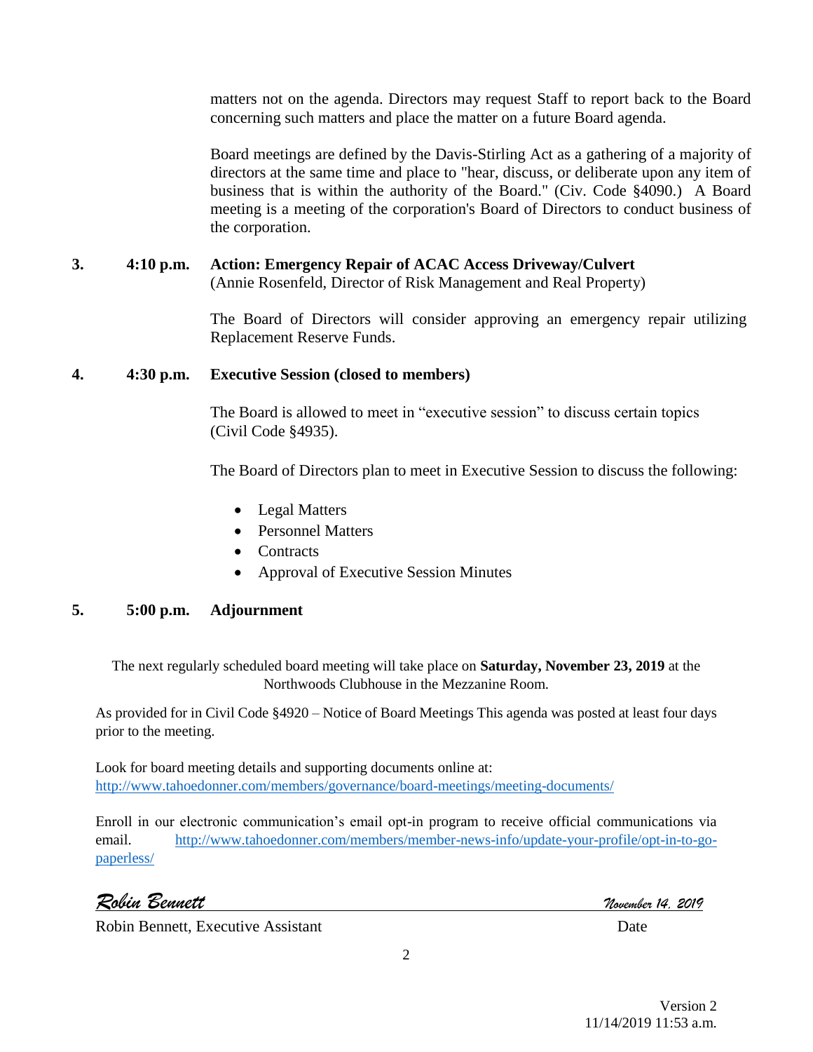matters not on the agenda. Directors may request Staff to report back to the Board concerning such matters and place the matter on a future Board agenda.

Board meetings are defined by the Davis-Stirling Act as a gathering of a majority of directors at the same time and place to "hear, discuss, or deliberate upon any item of business that is within the authority of the Board." (Civ. Code §4090.) A Board meeting is a meeting of the corporation's Board of Directors to conduct business of the corporation.

**3. 4:10 p.m. Action: Emergency Repair of ACAC Access Driveway/Culvert**
(Annie Rosenfeld, Director of Risk Management and Real Property)

The Board of Directors will consider approving an emergency repair utilizing Replacement Reserve Funds.

**4. 4:30 p.m. Executive Session (closed to members)**

The Board is allowed to meet in "executive session" to discuss certain topics (Civil Code §4935).

The Board of Directors plan to meet in Executive Session to discuss the following:

- Legal Matters
- Personnel Matters
- Contracts
- Approval of Executive Session Minutes

**5. 5:00 p.m. Adjournment**

The next regularly scheduled board meeting will take place on **Saturday, November 23, 2019** at the Northwoods Clubhouse in the Mezzanine Room.

As provided for in Civil Code §4920 – Notice of Board Meetings This agenda was posted at least four days prior to the meeting.

Look for board meeting details and supporting documents online at:
http://www.tahoedonner.com/members/governance/board-meetings/meeting-documents/

Enroll in our electronic communication's email opt-in program to receive official communications via email. http://www.tahoedonner.com/members/member-news-info/update-your-profile/opt-in-to-go-paperless/

*Robin Bennett* *November 14, 2019*

Robin Bennett, Executive Assistant Date

Version 2
11/14/2019 11:53 a.m.